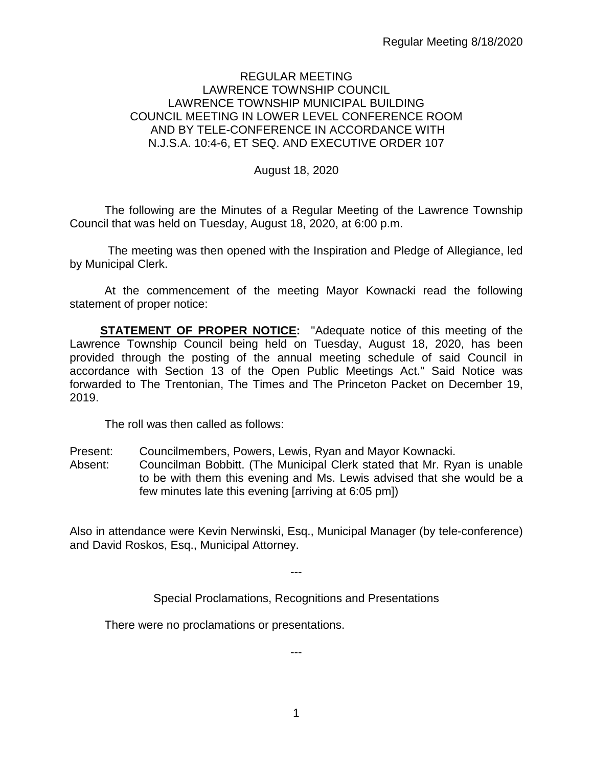REGULAR MEETING
LAWRENCE TOWNSHIP COUNCIL
LAWRENCE TOWNSHIP MUNICIPAL BUILDING
COUNCIL MEETING IN LOWER LEVEL CONFERENCE ROOM
AND BY TELE-CONFERENCE IN ACCORDANCE WITH
N.J.S.A. 10:4-6, ET SEQ. AND EXECUTIVE ORDER 107

August 18, 2020

The following are the Minutes of a Regular Meeting of the Lawrence Township Council that was held on Tuesday, August 18, 2020, at 6:00 p.m.

The meeting was then opened with the Inspiration and Pledge of Allegiance, led by Municipal Clerk.

At the commencement of the meeting Mayor Kownacki read the following statement of proper notice:

**STATEMENT OF PROPER NOTICE:** "Adequate notice of this meeting of the Lawrence Township Council being held on Tuesday, August 18, 2020, has been provided through the posting of the annual meeting schedule of said Council in accordance with Section 13 of the Open Public Meetings Act." Said Notice was forwarded to The Trentonian, The Times and The Princeton Packet on December 19, 2019.

The roll was then called as follows:

Present: Councilmembers, Powers, Lewis, Ryan and Mayor Kownacki.
Absent: Councilman Bobbitt. (The Municipal Clerk stated that Mr. Ryan is unable to be with them this evening and Ms. Lewis advised that she would be a few minutes late this evening [arriving at 6:05 pm])

Also in attendance were Kevin Nerwinski, Esq., Municipal Manager (by tele-conference) and David Roskos, Esq., Municipal Attorney.

---

Special Proclamations, Recognitions and Presentations

There were no proclamations or presentations.

---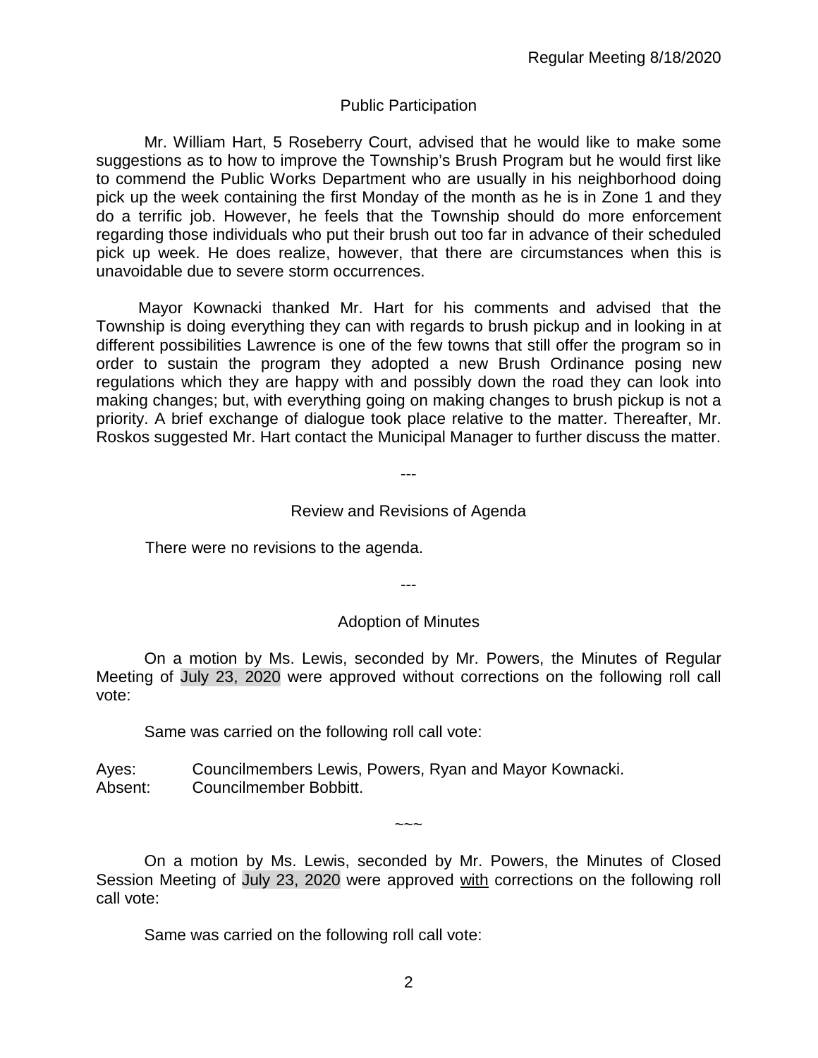## Public Participation

Mr. William Hart, 5 Roseberry Court, advised that he would like to make some suggestions as to how to improve the Township's Brush Program but he would first like to commend the Public Works Department who are usually in his neighborhood doing pick up the week containing the first Monday of the month as he is in Zone 1 and they do a terrific job. However, he feels that the Township should do more enforcement regarding those individuals who put their brush out too far in advance of their scheduled pick up week. He does realize, however, that there are circumstances when this is unavoidable due to severe storm occurrences.

Mayor Kownacki thanked Mr. Hart for his comments and advised that the Township is doing everything they can with regards to brush pickup and in looking in at different possibilities Lawrence is one of the few towns that still offer the program so in order to sustain the program they adopted a new Brush Ordinance posing new regulations which they are happy with and possibly down the road they can look into making changes; but, with everything going on making changes to brush pickup is not a priority. A brief exchange of dialogue took place relative to the matter. Thereafter, Mr. Roskos suggested Mr. Hart contact the Municipal Manager to further discuss the matter.

---

## Review and Revisions of Agenda

There were no revisions to the agenda.

---

## Adoption of Minutes

On a motion by Ms. Lewis, seconded by Mr. Powers, the Minutes of Regular Meeting of July 23, 2020 were approved without corrections on the following roll call vote:

Same was carried on the following roll call vote:

Ayes: Councilmembers Lewis, Powers, Ryan and Mayor Kownacki.
Absent: Councilmember Bobbitt.

~~~

On a motion by Ms. Lewis, seconded by Mr. Powers, the Minutes of Closed Session Meeting of July 23, 2020 were approved <u>with</u> corrections on the following roll call vote:

Same was carried on the following roll call vote: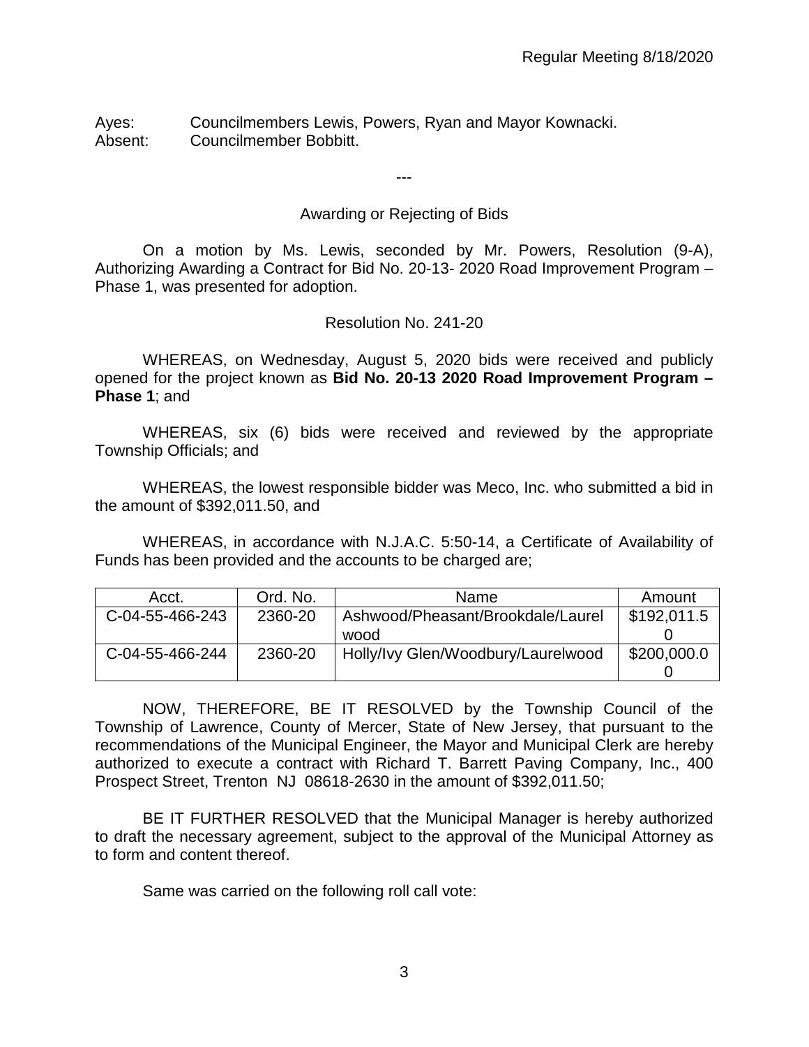Ayes: Councilmembers Lewis, Powers, Ryan and Mayor Kownacki.
Absent: Councilmember Bobbitt.

---

Awarding or Rejecting of Bids

On a motion by Ms. Lewis, seconded by Mr. Powers, Resolution (9-A), Authorizing Awarding a Contract for Bid No. 20-13- 2020 Road Improvement Program – Phase 1, was presented for adoption.

Resolution No. 241-20

WHEREAS, on Wednesday, August 5, 2020 bids were received and publicly opened for the project known as **Bid No. 20-13 2020 Road Improvement Program – Phase 1**; and

WHEREAS, six (6) bids were received and reviewed by the appropriate Township Officials; and

WHEREAS, the lowest responsible bidder was Meco, Inc. who submitted a bid in the amount of $392,011.50, and

WHEREAS, in accordance with N.J.A.C. 5:50-14, a Certificate of Availability of Funds has been provided and the accounts to be charged are;

| Acct. | Ord. No. | Name | Amount |
|---|---|---|---|
| C-04-55-466-243 | 2360-20 | Ashwood/Pheasant/Brookdale/Laurelwood | $192,011.50 |
| C-04-55-466-244 | 2360-20 | Holly/Ivy Glen/Woodbury/Laurelwood | $200,000.00 |

NOW, THEREFORE, BE IT RESOLVED by the Township Council of the Township of Lawrence, County of Mercer, State of New Jersey, that pursuant to the recommendations of the Municipal Engineer, the Mayor and Municipal Clerk are hereby authorized to execute a contract with Richard T. Barrett Paving Company, Inc., 400 Prospect Street, Trenton NJ 08618-2630 in the amount of $392,011.50;

BE IT FURTHER RESOLVED that the Municipal Manager is hereby authorized to draft the necessary agreement, subject to the approval of the Municipal Attorney as to form and content thereof.

Same was carried on the following roll call vote: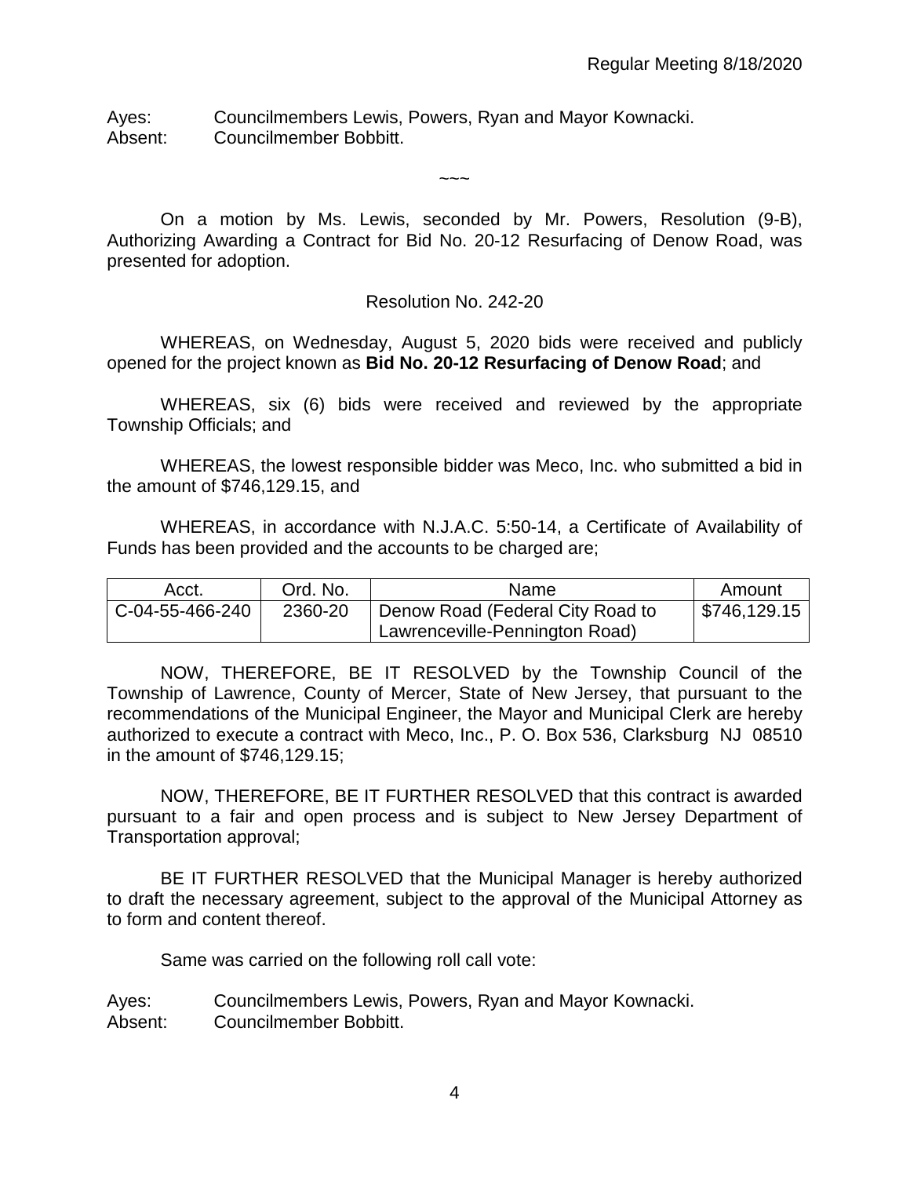Ayes: Councilmembers Lewis, Powers, Ryan and Mayor Kownacki.
Absent: Councilmember Bobbitt.

~~~

On a motion by Ms. Lewis, seconded by Mr. Powers, Resolution (9-B), Authorizing Awarding a Contract for Bid No. 20-12 Resurfacing of Denow Road, was presented for adoption.

Resolution No. 242-20

WHEREAS, on Wednesday, August 5, 2020 bids were received and publicly opened for the project known as **Bid No. 20-12 Resurfacing of Denow Road**; and

WHEREAS, six (6) bids were received and reviewed by the appropriate Township Officials; and

WHEREAS, the lowest responsible bidder was Meco, Inc. who submitted a bid in the amount of $746,129.15, and

WHEREAS, in accordance with N.J.A.C. 5:50-14, a Certificate of Availability of Funds has been provided and the accounts to be charged are;

| Acct. | Ord. No. | Name | Amount |
|---|---|---|---|
| C-04-55-466-240 | 2360-20 | Denow Road (Federal City Road to Lawrenceville-Pennington Road) | $746,129.15 |

NOW, THEREFORE, BE IT RESOLVED by the Township Council of the Township of Lawrence, County of Mercer, State of New Jersey, that pursuant to the recommendations of the Municipal Engineer, the Mayor and Municipal Clerk are hereby authorized to execute a contract with Meco, Inc., P. O. Box 536, Clarksburg NJ 08510 in the amount of $746,129.15;

NOW, THEREFORE, BE IT FURTHER RESOLVED that this contract is awarded pursuant to a fair and open process and is subject to New Jersey Department of Transportation approval;

BE IT FURTHER RESOLVED that the Municipal Manager is hereby authorized to draft the necessary agreement, subject to the approval of the Municipal Attorney as to form and content thereof.

Same was carried on the following roll call vote:

Ayes: Councilmembers Lewis, Powers, Ryan and Mayor Kownacki.
Absent: Councilmember Bobbitt.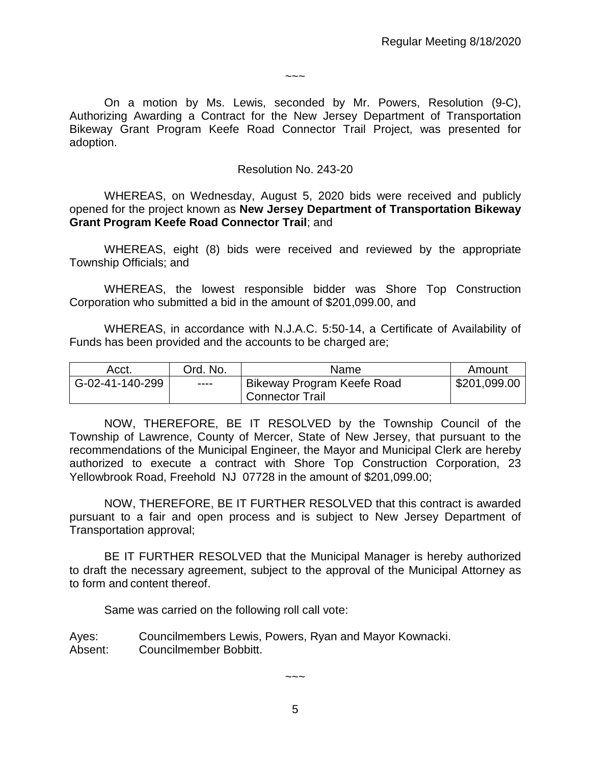~~~

On a motion by Ms. Lewis, seconded by Mr. Powers, Resolution (9-C), Authorizing Awarding a Contract for the New Jersey Department of Transportation Bikeway Grant Program Keefe Road Connector Trail Project, was presented for adoption.

Resolution No. 243-20

WHEREAS, on Wednesday, August 5, 2020 bids were received and publicly opened for the project known as **New Jersey Department of Transportation Bikeway Grant Program Keefe Road Connector Trail**; and

WHEREAS, eight (8) bids were received and reviewed by the appropriate Township Officials; and

WHEREAS, the lowest responsible bidder was Shore Top Construction Corporation who submitted a bid in the amount of $201,099.00, and

WHEREAS, in accordance with N.J.A.C. 5:50-14, a Certificate of Availability of Funds has been provided and the accounts to be charged are;

| Acct. | Ord. No. | Name | Amount |
|---|---|---|---|
| G-02-41-140-299 | ---- | Bikeway Program Keefe Road Connector Trail | $201,099.00 |

NOW, THEREFORE, BE IT RESOLVED by the Township Council of the Township of Lawrence, County of Mercer, State of New Jersey, that pursuant to the recommendations of the Municipal Engineer, the Mayor and Municipal Clerk are hereby authorized to execute a contract with Shore Top Construction Corporation, 23 Yellowbrook Road, Freehold NJ 07728 in the amount of $201,099.00;

NOW, THEREFORE, BE IT FURTHER RESOLVED that this contract is awarded pursuant to a fair and open process and is subject to New Jersey Department of Transportation approval;

BE IT FURTHER RESOLVED that the Municipal Manager is hereby authorized to draft the necessary agreement, subject to the approval of the Municipal Attorney as to form and content thereof.

Same was carried on the following roll call vote:

Ayes: Councilmembers Lewis, Powers, Ryan and Mayor Kownacki.
Absent: Councilmember Bobbitt.

~~~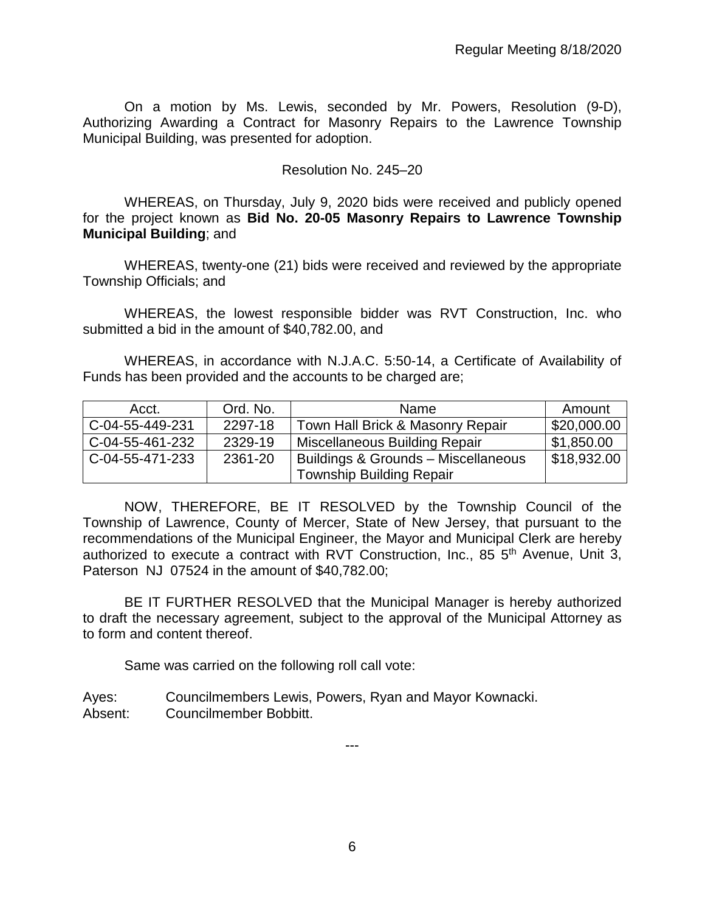On a motion by Ms. Lewis, seconded by Mr. Powers, Resolution (9-D), Authorizing Awarding a Contract for Masonry Repairs to the Lawrence Township Municipal Building, was presented for adoption.

Resolution No. 245–20

WHEREAS, on Thursday, July 9, 2020 bids were received and publicly opened for the project known as **Bid No. 20-05 Masonry Repairs to Lawrence Township Municipal Building**; and

WHEREAS, twenty-one (21) bids were received and reviewed by the appropriate Township Officials; and

WHEREAS, the lowest responsible bidder was RVT Construction, Inc. who submitted a bid in the amount of $40,782.00, and

WHEREAS, in accordance with N.J.A.C. 5:50-14, a Certificate of Availability of Funds has been provided and the accounts to be charged are;

| Acct. | Ord. No. | Name | Amount |
|---|---|---|---|
| C-04-55-449-231 | 2297-18 | Town Hall Brick & Masonry Repair | $20,000.00 |
| C-04-55-461-232 | 2329-19 | Miscellaneous Building Repair | $1,850.00 |
| C-04-55-471-233 | 2361-20 | Buildings & Grounds – Miscellaneous Township Building Repair | $18,932.00 |

NOW, THEREFORE, BE IT RESOLVED by the Township Council of the Township of Lawrence, County of Mercer, State of New Jersey, that pursuant to the recommendations of the Municipal Engineer, the Mayor and Municipal Clerk are hereby authorized to execute a contract with RVT Construction, Inc., 85 5th Avenue, Unit 3, Paterson NJ 07524 in the amount of $40,782.00;

BE IT FURTHER RESOLVED that the Municipal Manager is hereby authorized to draft the necessary agreement, subject to the approval of the Municipal Attorney as to form and content thereof.

Same was carried on the following roll call vote:

Ayes: Councilmembers Lewis, Powers, Ryan and Mayor Kownacki.
Absent: Councilmember Bobbitt.

---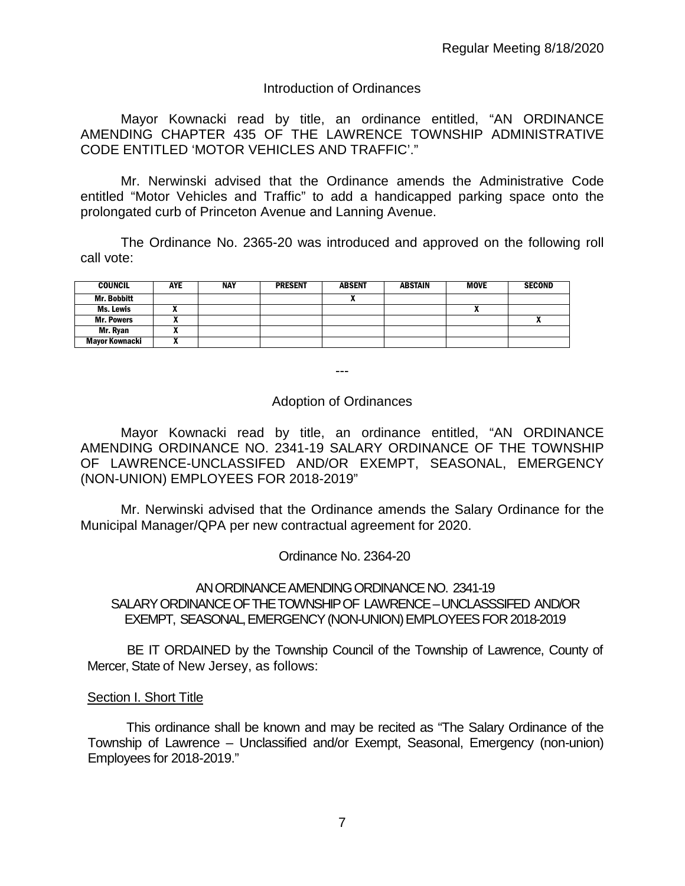Regular Meeting 8/18/2020

## Introduction of Ordinances

Mayor Kownacki read by title, an ordinance entitled, "AN ORDINANCE AMENDING CHAPTER 435 OF THE LAWRENCE TOWNSHIP ADMINISTRATIVE CODE ENTITLED 'MOTOR VEHICLES AND TRAFFIC'."

Mr. Nerwinski advised that the Ordinance amends the Administrative Code entitled "Motor Vehicles and Traffic" to add a handicapped parking space onto the prolongated curb of Princeton Avenue and Lanning Avenue.

The Ordinance No. 2365-20 was introduced and approved on the following roll call vote:

| COUNCIL | AYE | NAY | PRESENT | ABSENT | ABSTAIN | MOVE | SECOND |
|---|---|---|---|---|---|---|---|
| Mr. Bobbitt | | | | X | | | |
| Ms. Lewis | X | | | | | X | |
| Mr. Powers | X | | | | | | X |
| Mr. Ryan | X | | | | | | |
| Mayor Kownacki | X | | | | | | |

---

## Adoption of Ordinances

Mayor Kownacki read by title, an ordinance entitled, "AN ORDINANCE AMENDING ORDINANCE NO. 2341-19 SALARY ORDINANCE OF THE TOWNSHIP OF LAWRENCE-UNCLASSIFED AND/OR EXEMPT, SEASONAL, EMERGENCY (NON-UNION) EMPLOYEES FOR 2018-2019"

Mr. Nerwinski advised that the Ordinance amends the Salary Ordinance for the Municipal Manager/QPA per new contractual agreement for 2020.

Ordinance No. 2364-20

AN ORDINANCE AMENDING ORDINANCE NO. 2341-19 SALARY ORDINANCE OF THE TOWNSHIP OF LAWRENCE – UNCLASSSIFED AND/OR EXEMPT, SEASONAL, EMERGENCY (NON-UNION) EMPLOYEES FOR 2018-2019

BE IT ORDAINED by the Township Council of the Township of Lawrence, County of Mercer, State of New Jersey, as follows:

Section I. Short Title

This ordinance shall be known and may be recited as "The Salary Ordinance of the Township of Lawrence – Unclassified and/or Exempt, Seasonal, Emergency (non-union) Employees for 2018-2019."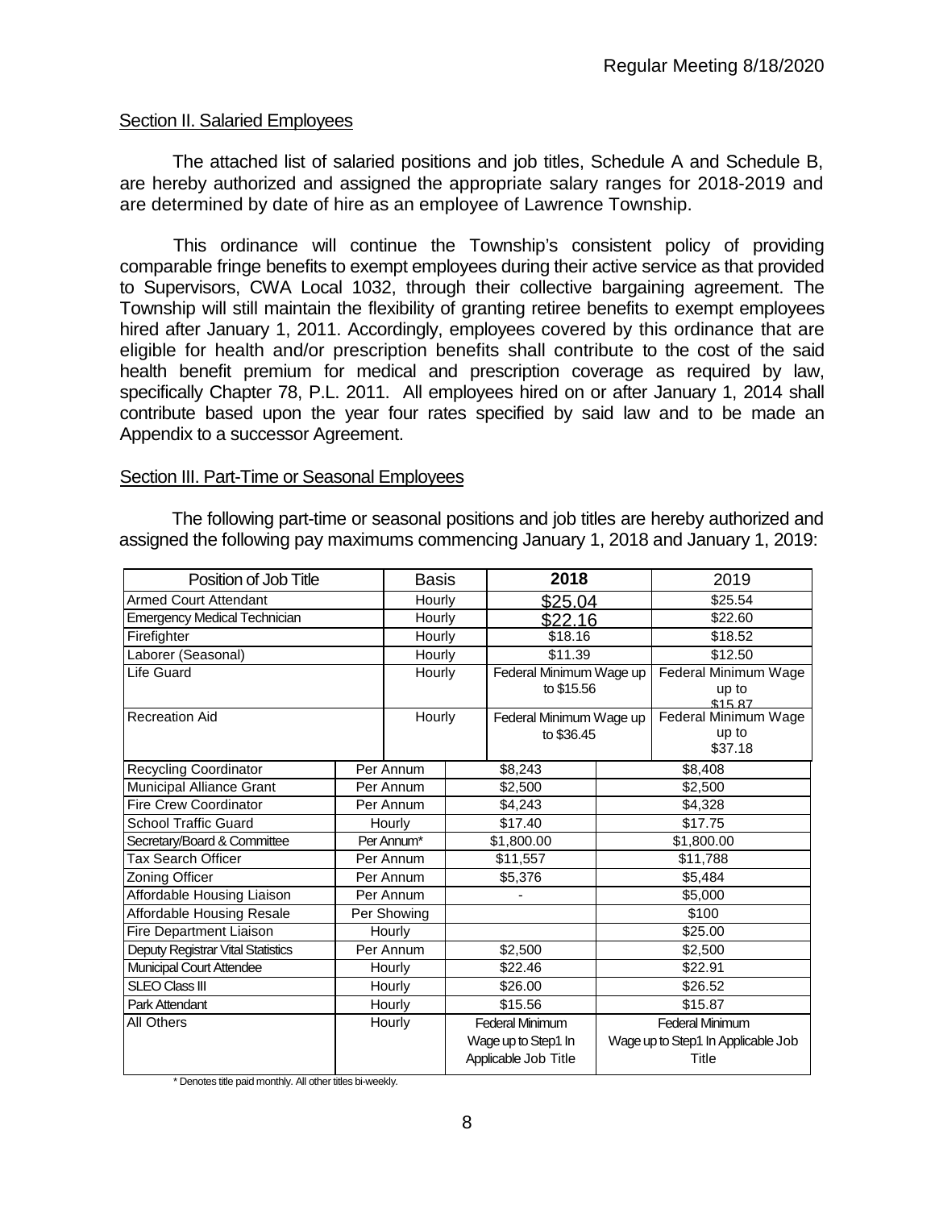## Section II. Salaried Employees

The attached list of salaried positions and job titles, Schedule A and Schedule B, are hereby authorized and assigned the appropriate salary ranges for 2018-2019 and are determined by date of hire as an employee of Lawrence Township.

This ordinance will continue the Township's consistent policy of providing comparable fringe benefits to exempt employees during their active service as that provided to Supervisors, CWA Local 1032, through their collective bargaining agreement. The Township will still maintain the flexibility of granting retiree benefits to exempt employees hired after January 1, 2011. Accordingly, employees covered by this ordinance that are eligible for health and/or prescription benefits shall contribute to the cost of the said health benefit premium for medical and prescription coverage as required by law, specifically Chapter 78, P.L. 2011. All employees hired on or after January 1, 2014 shall contribute based upon the year four rates specified by said law and to be made an Appendix to a successor Agreement.

## Section III. Part-Time or Seasonal Employees

The following part-time or seasonal positions and job titles are hereby authorized and assigned the following pay maximums commencing January 1, 2018 and January 1, 2019:

| Position of Job Title | Basis | 2018 | 2019 |
|---|---|---|---|
| Armed Court Attendant | Hourly | $25.04 | $25.54 |
| Emergency Medical Technician | Hourly | $22.16 | $22.60 |
| Firefighter | Hourly | $18.16 | $18.52 |
| Laborer (Seasonal) | Hourly | $11.39 | $12.50 |
| Life Guard | Hourly | Federal Minimum Wage up to $15.56 | Federal Minimum Wage up to $15.87 |
| Recreation Aid | Hourly | Federal Minimum Wage up to $36.45 | Federal Minimum Wage up to $37.18 |
| Recycling Coordinator | Per Annum | $8,243 | $8,408 |
| Municipal Alliance Grant | Per Annum | $2,500 | $2,500 |
| Fire Crew Coordinator | Per Annum | $4,243 | $4,328 |
| School Traffic Guard | Hourly | $17.40 | $17.75 |
| Secretary/Board & Committee | Per Annum* | $1,800.00 | $1,800.00 |
| Tax Search Officer | Per Annum | $11,557 | $11,788 |
| Zoning Officer | Per Annum | $5,376 | $5,484 |
| Affordable Housing Liaison | Per Annum | - | $5,000 |
| Affordable Housing Resale | Per Showing | | $100 |
| Fire Department Liaison | Hourly | | $25.00 |
| Deputy Registrar Vital Statistics | Per Annum | $2,500 | $2,500 |
| Municipal Court Attendee | Hourly | $22.46 | $22.91 |
| SLEO Class III | Hourly | $26.00 | $26.52 |
| Park Attendant | Hourly | $15.56 | $15.87 |
| All Others | Hourly | Federal Minimum Wage up to Step1 In Applicable Job Title | Federal Minimum Wage up to Step1 In Applicable Job Title |

\* Denotes title paid monthly. All other titles bi-weekly.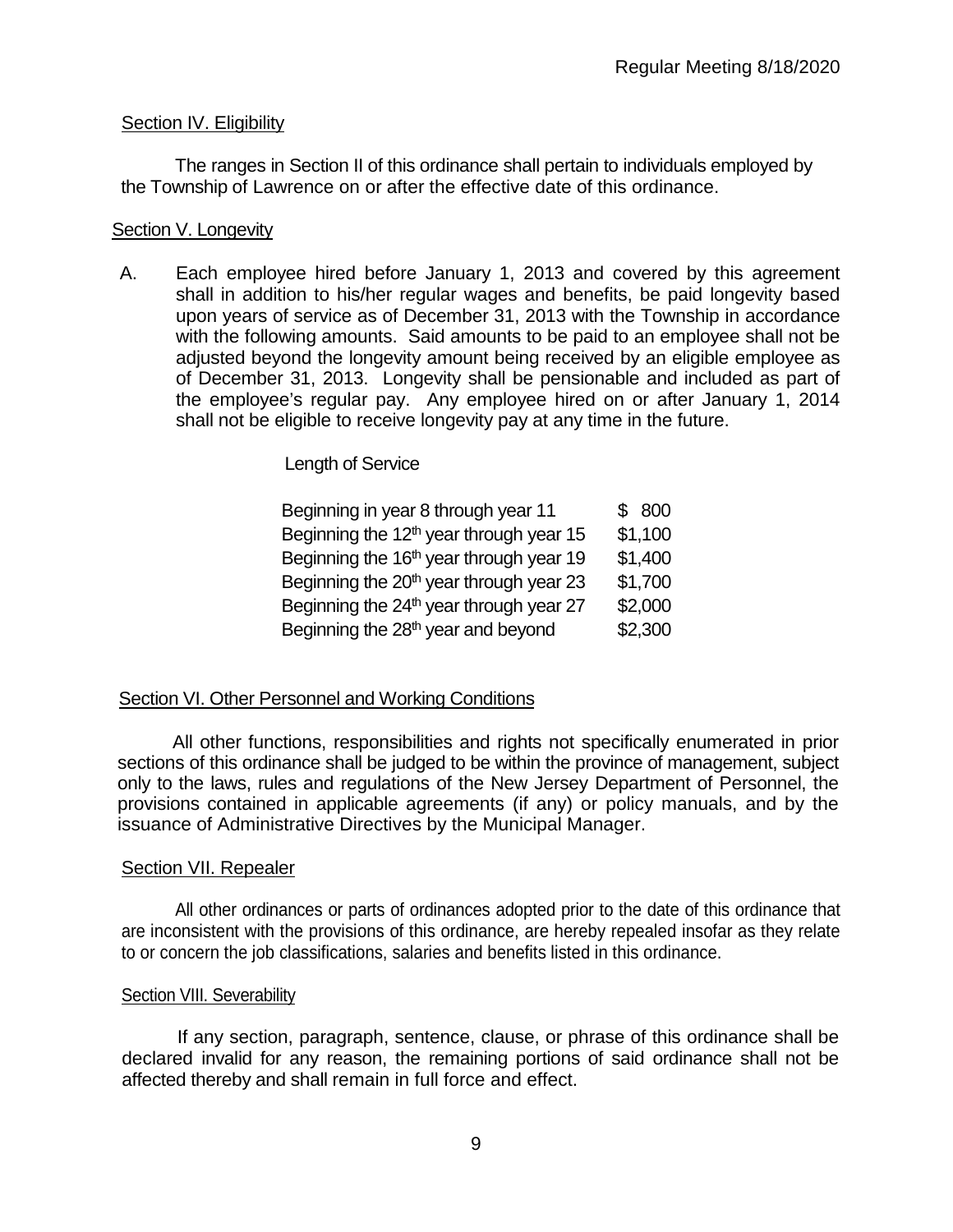## Section IV. Eligibility

The ranges in Section II of this ordinance shall pertain to individuals employed by the Township of Lawrence on or after the effective date of this ordinance.

## Section V. Longevity

A. Each employee hired before January 1, 2013 and covered by this agreement shall in addition to his/her regular wages and benefits, be paid longevity based upon years of service as of December 31, 2013 with the Township in accordance with the following amounts. Said amounts to be paid to an employee shall not be adjusted beyond the longevity amount being received by an eligible employee as of December 31, 2013. Longevity shall be pensionable and included as part of the employee's regular pay. Any employee hired on or after January 1, 2014 shall not be eligible to receive longevity pay at any time in the future.

| Length of Service | |
|---|---|
| Beginning in year 8 through year 11 | \$ 800 |
| Beginning the 12th year through year 15 | \$1,100 |
| Beginning the 16th year through year 19 | \$1,400 |
| Beginning the 20th year through year 23 | \$1,700 |
| Beginning the 24th year through year 27 | \$2,000 |
| Beginning the 28th year and beyond | \$2,300 |

## Section VI. Other Personnel and Working Conditions

All other functions, responsibilities and rights not specifically enumerated in prior sections of this ordinance shall be judged to be within the province of management, subject only to the laws, rules and regulations of the New Jersey Department of Personnel, the provisions contained in applicable agreements (if any) or policy manuals, and by the issuance of Administrative Directives by the Municipal Manager.

## Section VII. Repealer

All other ordinances or parts of ordinances adopted prior to the date of this ordinance that are inconsistent with the provisions of this ordinance, are hereby repealed insofar as they relate to or concern the job classifications, salaries and benefits listed in this ordinance.

## Section VIII. Severability

If any section, paragraph, sentence, clause, or phrase of this ordinance shall be declared invalid for any reason, the remaining portions of said ordinance shall not be affected thereby and shall remain in full force and effect.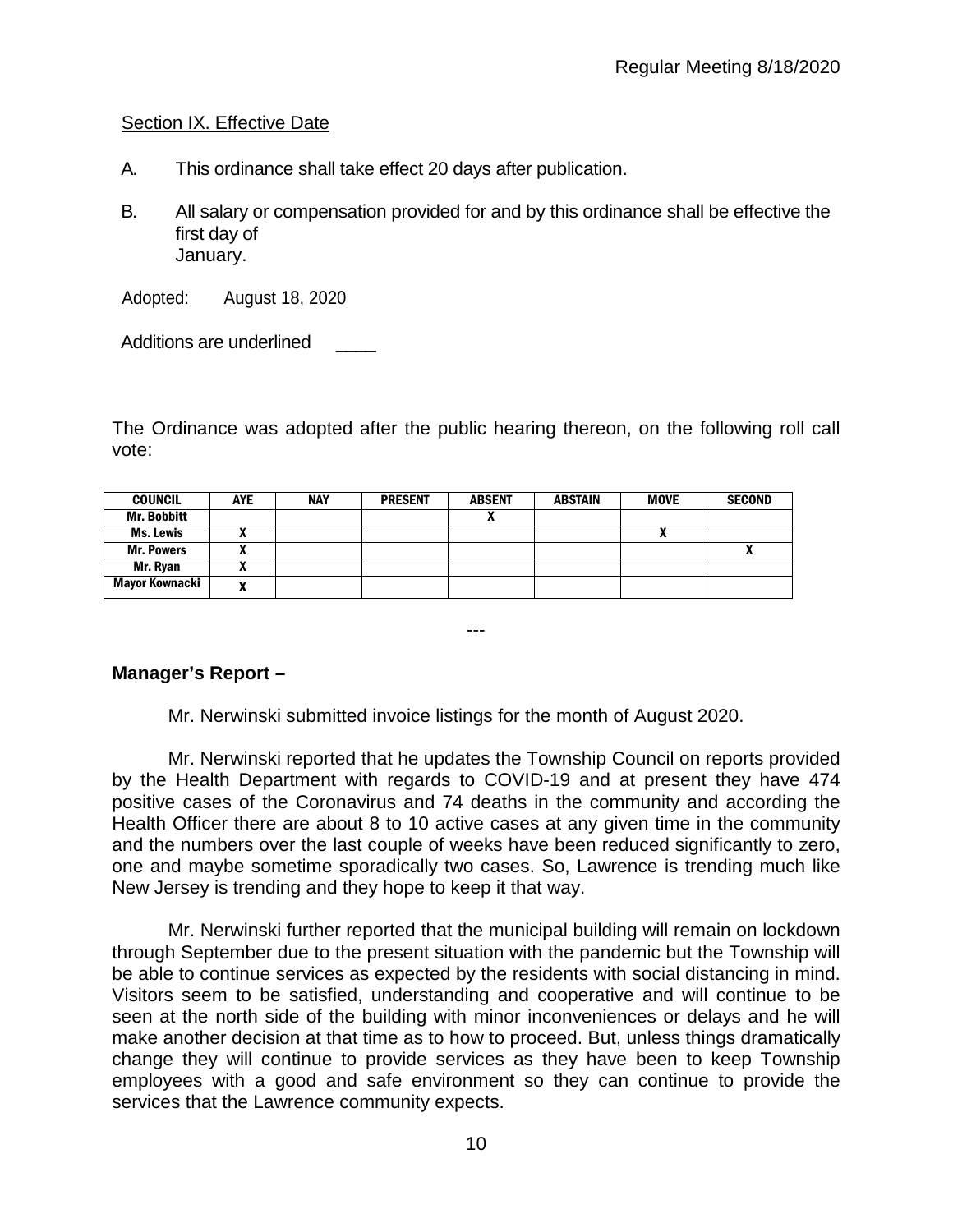Section IX. Effective Date

A. This ordinance shall take effect 20 days after publication.

B. All salary or compensation provided for and by this ordinance shall be effective the first day of January.

Adopted: August 18, 2020

Additions are underlined ____

The Ordinance was adopted after the public hearing thereon, on the following roll call vote:

| COUNCIL | AYE | NAY | PRESENT | ABSENT | ABSTAIN | MOVE | SECOND |
|---|---|---|---|---|---|---|---|
| Mr. Bobbitt | | | | X | | | |
| Ms. Lewis | X | | | | | X | |
| Mr. Powers | X | | | | | | X |
| Mr. Ryan | X | | | | | | |
| Mayor Kownacki | X | | | | | | |

---

**Manager's Report –**

Mr. Nerwinski submitted invoice listings for the month of August 2020.

Mr. Nerwinski reported that he updates the Township Council on reports provided by the Health Department with regards to COVID-19 and at present they have 474 positive cases of the Coronavirus and 74 deaths in the community and according the Health Officer there are about 8 to 10 active cases at any given time in the community and the numbers over the last couple of weeks have been reduced significantly to zero, one and maybe sometime sporadically two cases. So, Lawrence is trending much like New Jersey is trending and they hope to keep it that way.

Mr. Nerwinski further reported that the municipal building will remain on lockdown through September due to the present situation with the pandemic but the Township will be able to continue services as expected by the residents with social distancing in mind. Visitors seem to be satisfied, understanding and cooperative and will continue to be seen at the north side of the building with minor inconveniences or delays and he will make another decision at that time as to how to proceed. But, unless things dramatically change they will continue to provide services as they have been to keep Township employees with a good and safe environment so they can continue to provide the services that the Lawrence community expects.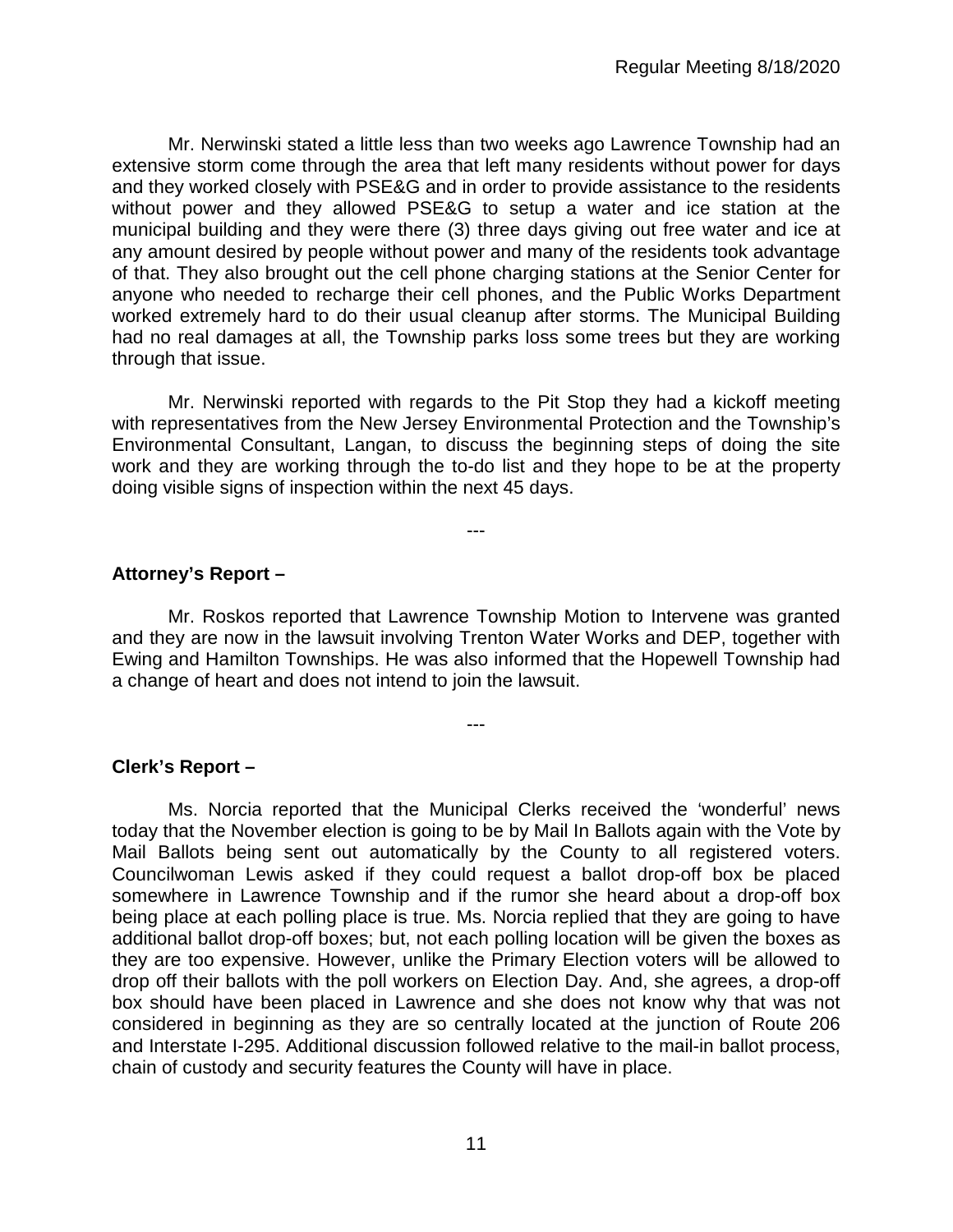Mr. Nerwinski stated a little less than two weeks ago Lawrence Township had an extensive storm come through the area that left many residents without power for days and they worked closely with PSE&G and in order to provide assistance to the residents without power and they allowed PSE&G to setup a water and ice station at the municipal building and they were there (3) three days giving out free water and ice at any amount desired by people without power and many of the residents took advantage of that. They also brought out the cell phone charging stations at the Senior Center for anyone who needed to recharge their cell phones, and the Public Works Department worked extremely hard to do their usual cleanup after storms. The Municipal Building had no real damages at all, the Township parks loss some trees but they are working through that issue.

Mr. Nerwinski reported with regards to the Pit Stop they had a kickoff meeting with representatives from the New Jersey Environmental Protection and the Township's Environmental Consultant, Langan, to discuss the beginning steps of doing the site work and they are working through the to-do list and they hope to be at the property doing visible signs of inspection within the next 45 days.

---

**Attorney's Report –**

Mr. Roskos reported that Lawrence Township Motion to Intervene was granted and they are now in the lawsuit involving Trenton Water Works and DEP, together with Ewing and Hamilton Townships. He was also informed that the Hopewell Township had a change of heart and does not intend to join the lawsuit.

---

**Clerk's Report –**

Ms. Norcia reported that the Municipal Clerks received the 'wonderful' news today that the November election is going to be by Mail In Ballots again with the Vote by Mail Ballots being sent out automatically by the County to all registered voters. Councilwoman Lewis asked if they could request a ballot drop-off box be placed somewhere in Lawrence Township and if the rumor she heard about a drop-off box being place at each polling place is true. Ms. Norcia replied that they are going to have additional ballot drop-off boxes; but, not each polling location will be given the boxes as they are too expensive. However, unlike the Primary Election voters will be allowed to drop off their ballots with the poll workers on Election Day. And, she agrees, a drop-off box should have been placed in Lawrence and she does not know why that was not considered in beginning as they are so centrally located at the junction of Route 206 and Interstate I-295. Additional discussion followed relative to the mail-in ballot process, chain of custody and security features the County will have in place.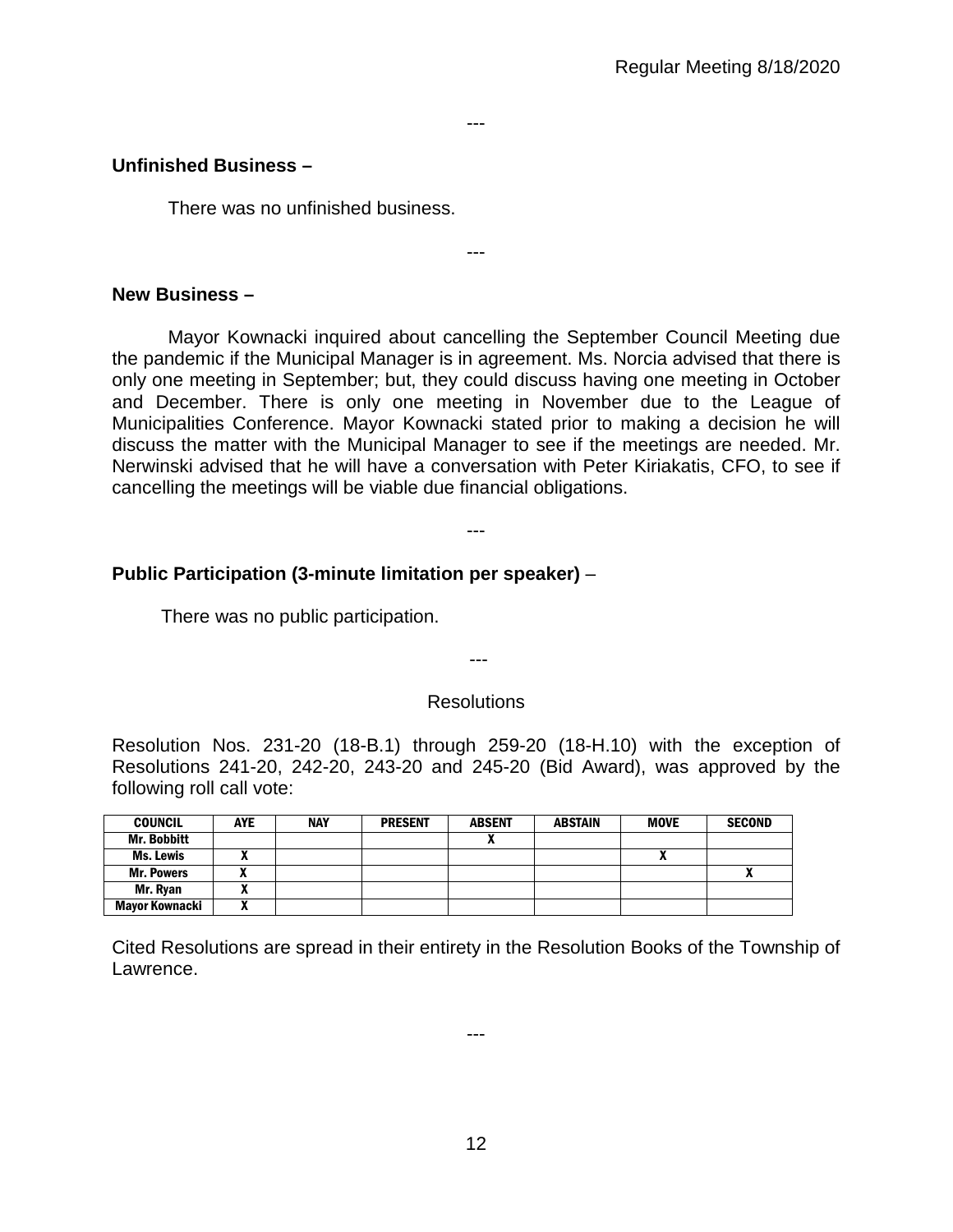---

**Unfinished Business –**

There was no unfinished business.

---

**New Business –**

Mayor Kownacki inquired about cancelling the September Council Meeting due the pandemic if the Municipal Manager is in agreement. Ms. Norcia advised that there is only one meeting in September; but, they could discuss having one meeting in October and December. There is only one meeting in November due to the League of Municipalities Conference. Mayor Kownacki stated prior to making a decision he will discuss the matter with the Municipal Manager to see if the meetings are needed. Mr. Nerwinski advised that he will have a conversation with Peter Kiriakatis, CFO, to see if cancelling the meetings will be viable due financial obligations.

---

**Public Participation (3-minute limitation per speaker)** –

There was no public participation.

---

Resolutions

Resolution Nos. 231-20 (18-B.1) through 259-20 (18-H.10) with the exception of Resolutions 241-20, 242-20, 243-20 and 245-20 (Bid Award), was approved by the following roll call vote:

| COUNCIL | AYE | NAY | PRESENT | ABSENT | ABSTAIN | MOVE | SECOND |
|---|---|---|---|---|---|---|---|
| Mr. Bobbitt | | | | X | | | |
| Ms. Lewis | X | | | | | X | |
| Mr. Powers | X | | | | | | X |
| Mr. Ryan | X | | | | | | |
| Mayor Kownacki | X | | | | | | |

Cited Resolutions are spread in their entirety in the Resolution Books of the Township of Lawrence.

---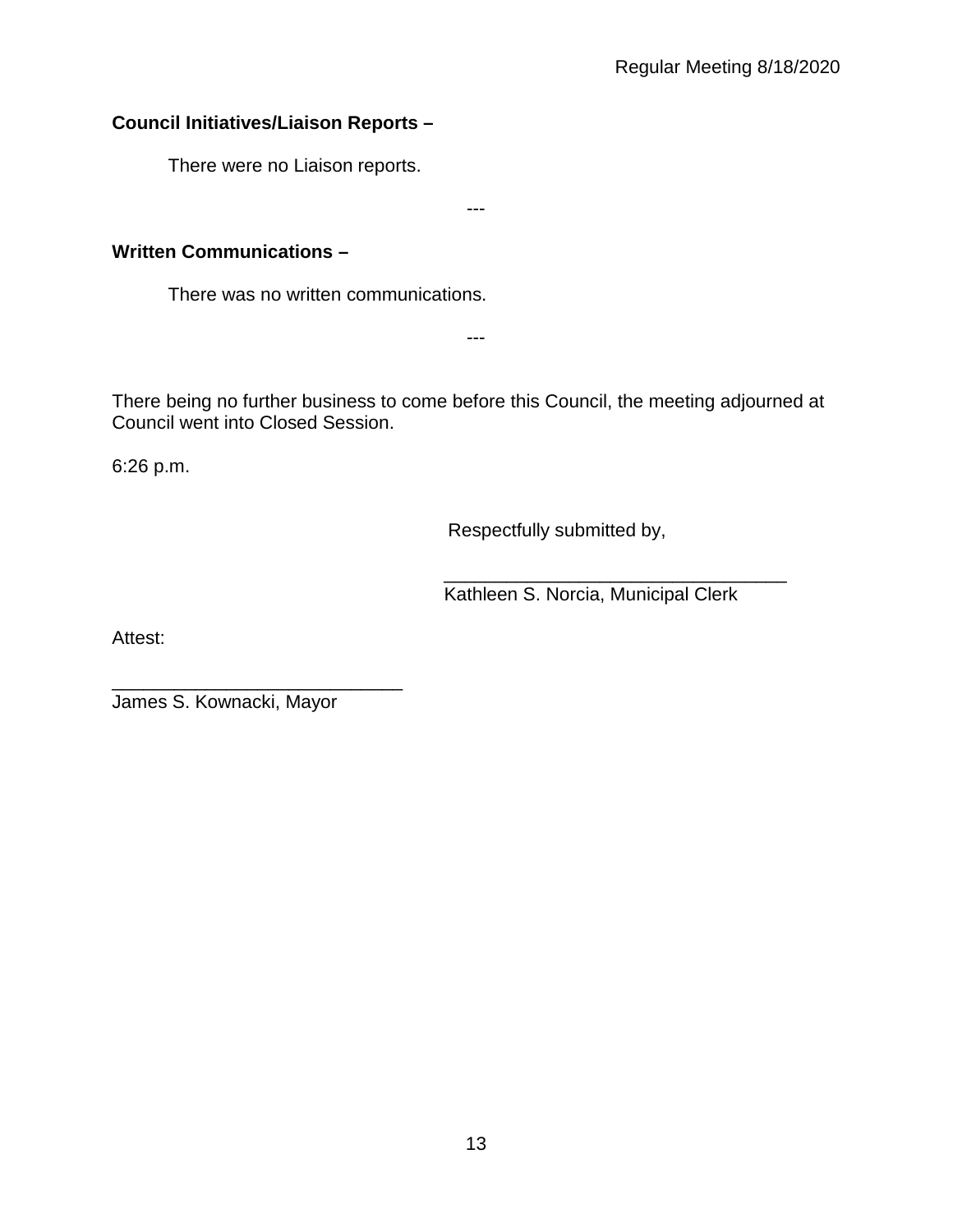**Council Initiatives/Liaison Reports –**

There were no Liaison reports.

---

**Written Communications –**

There was no written communications.

---

There being no further business to come before this Council, the meeting adjourned at Council went into Closed Session.

6:26 p.m.

Respectfully submitted by,

\_\_\_\_\_\_\_\_\_\_\_\_\_\_\_\_\_\_\_\_\_\_\_\_\_\_\_\_\_\_\_\_\_\_
Kathleen S. Norcia, Municipal Clerk

Attest:

\_\_\_\_\_\_\_\_\_\_\_\_\_\_\_\_\_\_\_\_\_\_\_\_\_\_\_\_
James S. Kownacki, Mayor